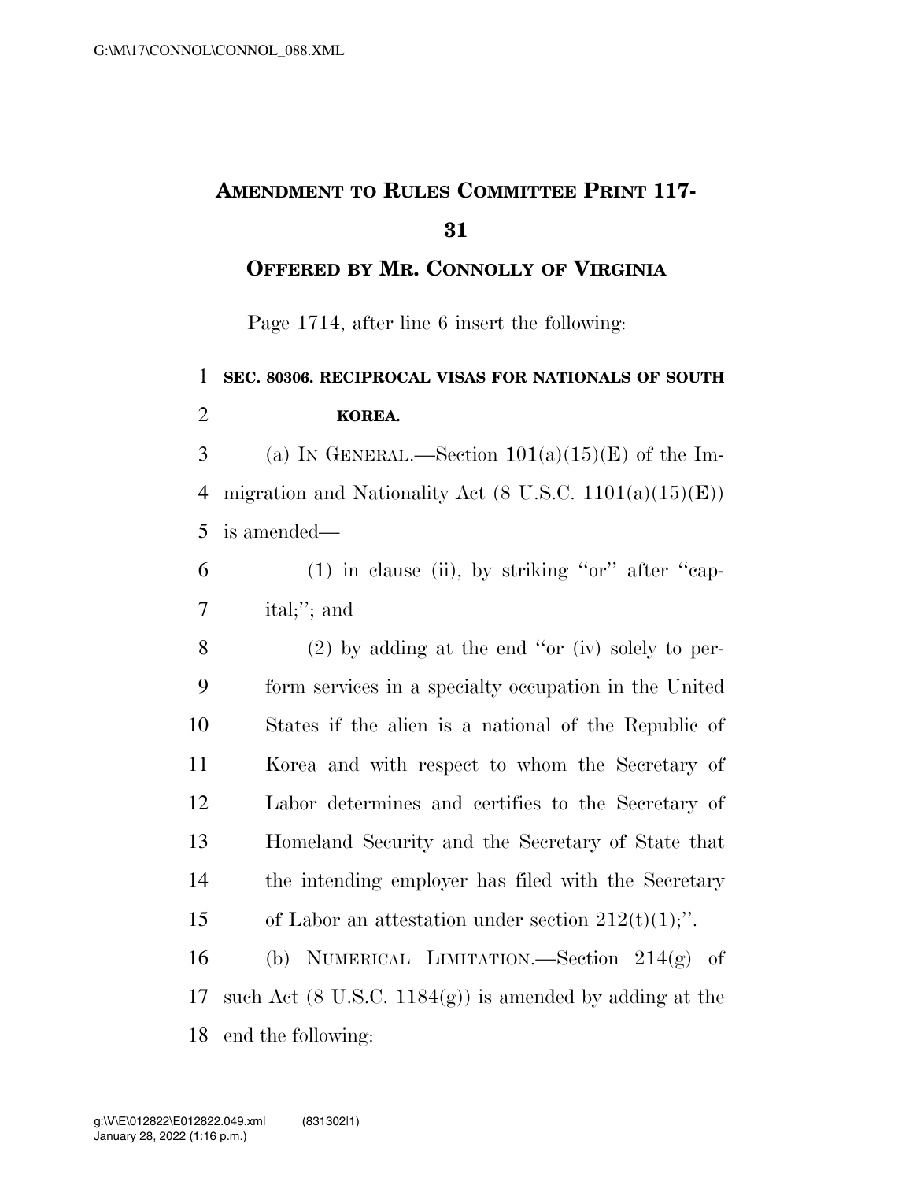# AMENDMENT TO RULES COMMITTEE PRINT 117-31

## OFFERED BY MR. CONNOLLY OF VIRGINIA

Page 1714, after line 6 insert the following:

**SEC. 80306. RECIPROCAL VISAS FOR NATIONALS OF SOUTH KOREA.**

(a) IN GENERAL.—Section 101(a)(15)(E) of the Immigration and Nationality Act (8 U.S.C. 1101(a)(15)(E)) is amended—

(1) in clause (ii), by striking "or" after "capital;"; and

(2) by adding at the end "or (iv) solely to perform services in a specialty occupation in the United States if the alien is a national of the Republic of Korea and with respect to whom the Secretary of Labor determines and certifies to the Secretary of Homeland Security and the Secretary of State that the intending employer has filed with the Secretary of Labor an attestation under section 212(t)(1);".

(b) NUMERICAL LIMITATION.—Section 214(g) of such Act (8 U.S.C. 1184(g)) is amended by adding at the end the following: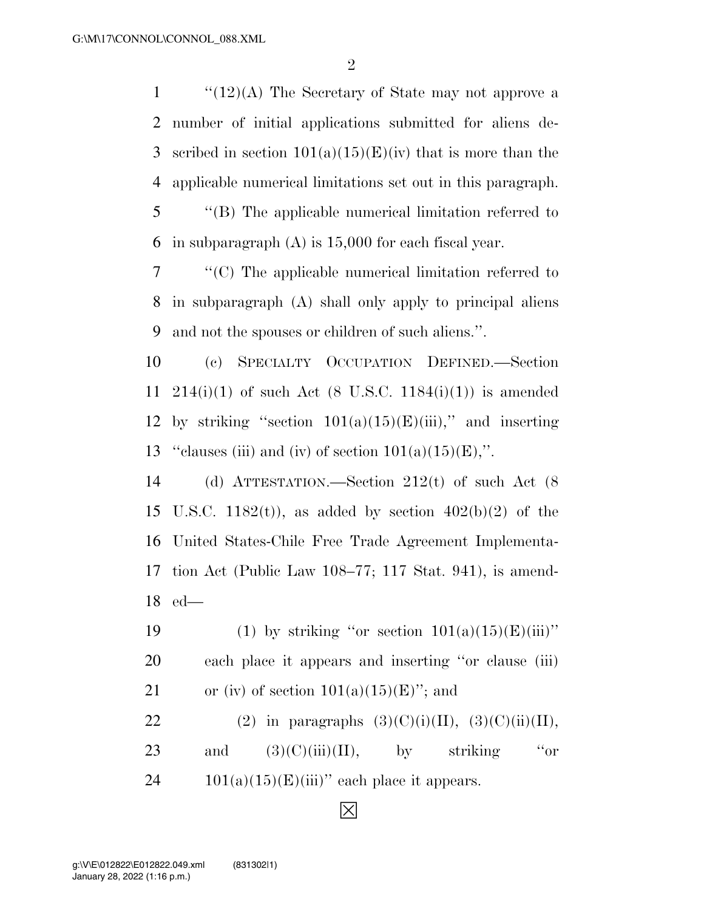"(12)(A) The Secretary of State may not approve a number of initial applications submitted for aliens described in section 101(a)(15)(E)(iv) that is more than the applicable numerical limitations set out in this paragraph.

"(B) The applicable numerical limitation referred to in subparagraph (A) is 15,000 for each fiscal year.

"(C) The applicable numerical limitation referred to in subparagraph (A) shall only apply to principal aliens and not the spouses or children of such aliens.".

(c) SPECIALTY OCCUPATION DEFINED.—Section 214(i)(1) of such Act (8 U.S.C. 1184(i)(1)) is amended by striking "section 101(a)(15)(E)(iii)," and inserting "clauses (iii) and (iv) of section 101(a)(15)(E),".

(d) ATTESTATION.—Section 212(t) of such Act (8 U.S.C. 1182(t)), as added by section 402(b)(2) of the United States-Chile Free Trade Agreement Implementation Act (Public Law 108–77; 117 Stat. 941), is amended—

(1) by striking "or section 101(a)(15)(E)(iii)" each place it appears and inserting "or clause (iii) or (iv) of section 101(a)(15)(E)"; and

(2) in paragraphs (3)(C)(i)(II), (3)(C)(ii)(II), and (3)(C)(iii)(II), by striking "or 101(a)(15)(E)(iii)" each place it appears.

☒